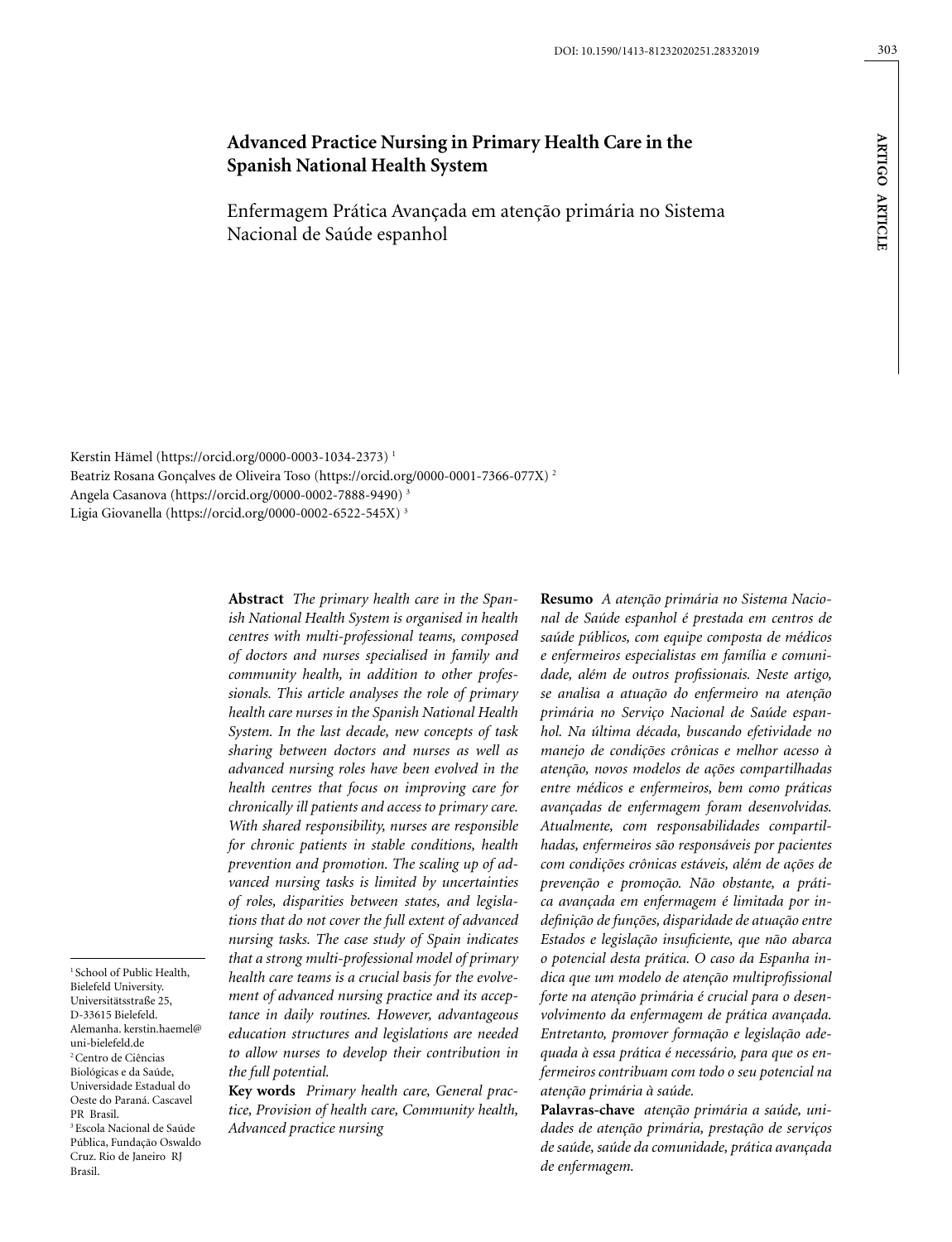# Advanced Practice Nursing in Primary Health Care in the Spanish National Health System

## Enfermagem Prática Avançada em atenção primária no Sistema Nacional de Saúde espanhol

Kerstin Hämel (https://orcid.org/0000-0003-1034-2373) [1]
Beatriz Rosana Gonçalves de Oliveira Toso (https://orcid.org/0000-0001-7366-077X) [2]
Angela Casanova (https://orcid.org/0000-0002-7888-9490) [3]
Ligia Giovanella (https://orcid.org/0000-0002-6522-545X) [3]

[1] School of Public Health, Bielefeld University. Universitätsstraße 25, D-33615 Bielefeld. Alemanha. kerstin.haemel@uni-bielefeld.de
[2] Centro de Ciências Biológicas e da Saúde, Universidade Estadual do Oeste do Paraná. Cascavel PR Brasil.
[3] Escola Nacional de Saúde Pública, Fundação Oswaldo Cruz. Rio de Janeiro RJ Brasil.

**Abstract** *The primary health care in the Spanish National Health System is organised in health centres with multi-professional teams, composed of doctors and nurses specialised in family and community health, in addition to other professionals. This article analyses the role of primary health care nurses in the Spanish National Health System. In the last decade, new concepts of task sharing between doctors and nurses as well as advanced nursing roles have been evolved in the health centres that focus on improving care for chronically ill patients and access to primary care. With shared responsibility, nurses are responsible for chronic patients in stable conditions, health prevention and promotion. The scaling up of advanced nursing tasks is limited by uncertainties of roles, disparities between states, and legislations that do not cover the full extent of advanced nursing tasks. The case study of Spain indicates that a strong multi-professional model of primary health care teams is a crucial basis for the evolvement of advanced nursing practice and its acceptance in daily routines. However, advantageous education structures and legislations are needed to allow nurses to develop their contribution in the full potential.*

**Key words** *Primary health care, General practice, Provision of health care, Community health, Advanced practice nursing*

**Resumo** *A atenção primária no Sistema Nacional de Saúde espanhol é prestada em centros de saúde públicos, com equipe composta de médicos e enfermeiros especialistas em família e comunidade, além de outros profissionais. Neste artigo, se analisa a atuação do enfermeiro na atenção primária no Serviço Nacional de Saúde espanhol. Na última década, buscando efetividade no manejo de condições crônicas e melhor acesso à atenção, novos modelos de ações compartilhadas entre médicos e enfermeiros, bem como práticas avançadas de enfermagem foram desenvolvidas. Atualmente, com responsabilidades compartilhadas, enfermeiros são responsáveis por pacientes com condições crônicas estáveis, além de ações de prevenção e promoção. Não obstante, a prática avançada em enfermagem é limitada por indefinição de funções, disparidade de atuação entre Estados e legislação insuficiente, que não abarca o potencial desta prática. O caso da Espanha indica que um modelo de atenção multiprofissional forte na atenção primária é crucial para o desenvolvimento da enfermagem de prática avançada. Entretanto, promover formação e legislação adequada à essa prática é necessário, para que os enfermeiros contribuam com todo o seu potencial na atenção primária à saúde.*

**Palavras-chave** *atenção primária a saúde, unidades de atenção primária, prestação de serviços de saúde, saúde da comunidade, prática avançada de enfermagem.*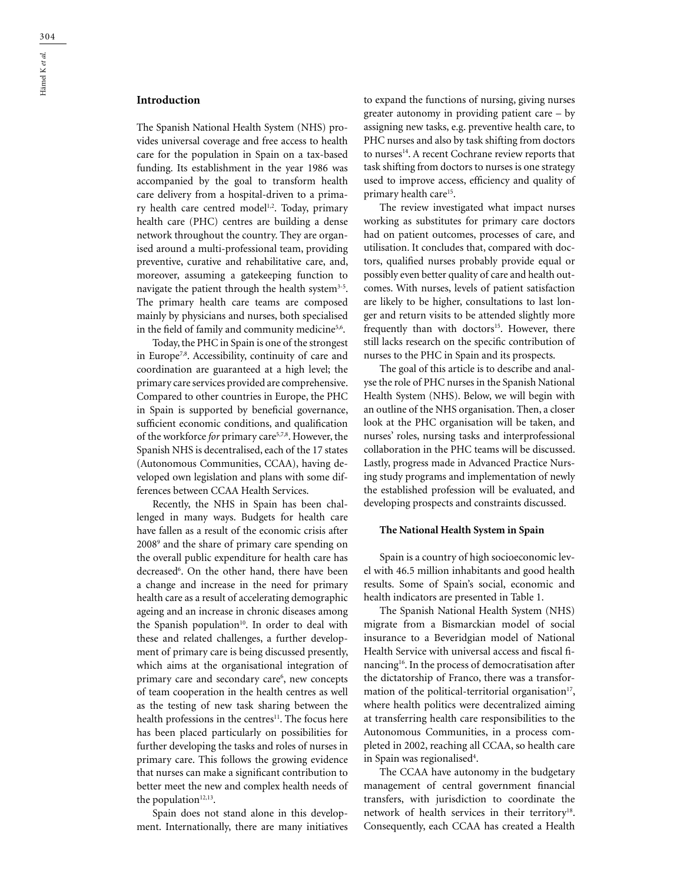## Introduction

The Spanish National Health System (NHS) provides universal coverage and free access to health care for the population in Spain on a tax-based funding. Its establishment in the year 1986 was accompanied by the goal to transform health care delivery from a hospital-driven to a primary health care centred model[1,2]. Today, primary health care (PHC) centres are building a dense network throughout the country. They are organised around a multi-professional team, providing preventive, curative and rehabilitative care, and, moreover, assuming a gatekeeping function to navigate the patient through the health system[3-5]. The primary health care teams are composed mainly by physicians and nurses, both specialised in the field of family and community medicine[5,6].

Today, the PHC in Spain is one of the strongest in Europe[7,8]. Accessibility, continuity of care and coordination are guaranteed at a high level; the primary care services provided are comprehensive. Compared to other countries in Europe, the PHC in Spain is supported by beneficial governance, sufficient economic conditions, and qualification of the workforce *for* primary care[5,7,8]. However, the Spanish NHS is decentralised, each of the 17 states (Autonomous Communities, CCAA), having developed own legislation and plans with some differences between CCAA Health Services.

Recently, the NHS in Spain has been challenged in many ways. Budgets for health care have fallen as a result of the economic crisis after 2008[9] and the share of primary care spending on the overall public expenditure for health care has decreased[6]. On the other hand, there have been a change and increase in the need for primary health care as a result of accelerating demographic ageing and an increase in chronic diseases among the Spanish population[10]. In order to deal with these and related challenges, a further development of primary care is being discussed presently, which aims at the organisational integration of primary care and secondary care[6], new concepts of team cooperation in the health centres as well as the testing of new task sharing between the health professions in the centres[11]. The focus here has been placed particularly on possibilities for further developing the tasks and roles of nurses in primary care. This follows the growing evidence that nurses can make a significant contribution to better meet the new and complex health needs of the population[12,13].

Spain does not stand alone in this development. Internationally, there are many initiatives to expand the functions of nursing, giving nurses greater autonomy in providing patient care – by assigning new tasks, e.g. preventive health care, to PHC nurses and also by task shifting from doctors to nurses[14]. A recent Cochrane review reports that task shifting from doctors to nurses is one strategy used to improve access, efficiency and quality of primary health care[15].

The review investigated what impact nurses working as substitutes for primary care doctors had on patient outcomes, processes of care, and utilisation. It concludes that, compared with doctors, qualified nurses probably provide equal or possibly even better quality of care and health outcomes. With nurses, levels of patient satisfaction are likely to be higher, consultations to last longer and return visits to be attended slightly more frequently than with doctors[15]. However, there still lacks research on the specific contribution of nurses to the PHC in Spain and its prospects.

The goal of this article is to describe and analyse the role of PHC nurses in the Spanish National Health System (NHS). Below, we will begin with an outline of the NHS organisation. Then, a closer look at the PHC organisation will be taken, and nurses' roles, nursing tasks and interprofessional collaboration in the PHC teams will be discussed. Lastly, progress made in Advanced Practice Nursing study programs and implementation of newly the established profession will be evaluated, and developing prospects and constraints discussed.

### The National Health System in Spain

Spain is a country of high socioeconomic level with 46.5 million inhabitants and good health results. Some of Spain's social, economic and health indicators are presented in Table 1.

The Spanish National Health System (NHS) migrate from a Bismarckian model of social insurance to a Beveridgian model of National Health Service with universal access and fiscal financing[16]. In the process of democratisation after the dictatorship of Franco, there was a transformation of the political-territorial organisation[17], where health politics were decentralized aiming at transferring health care responsibilities to the Autonomous Communities, in a process completed in 2002, reaching all CCAA, so health care in Spain was regionalised[4].

The CCAA have autonomy in the budgetary management of central government financial transfers, with jurisdiction to coordinate the network of health services in their territory[18]. Consequently, each CCAA has created a Health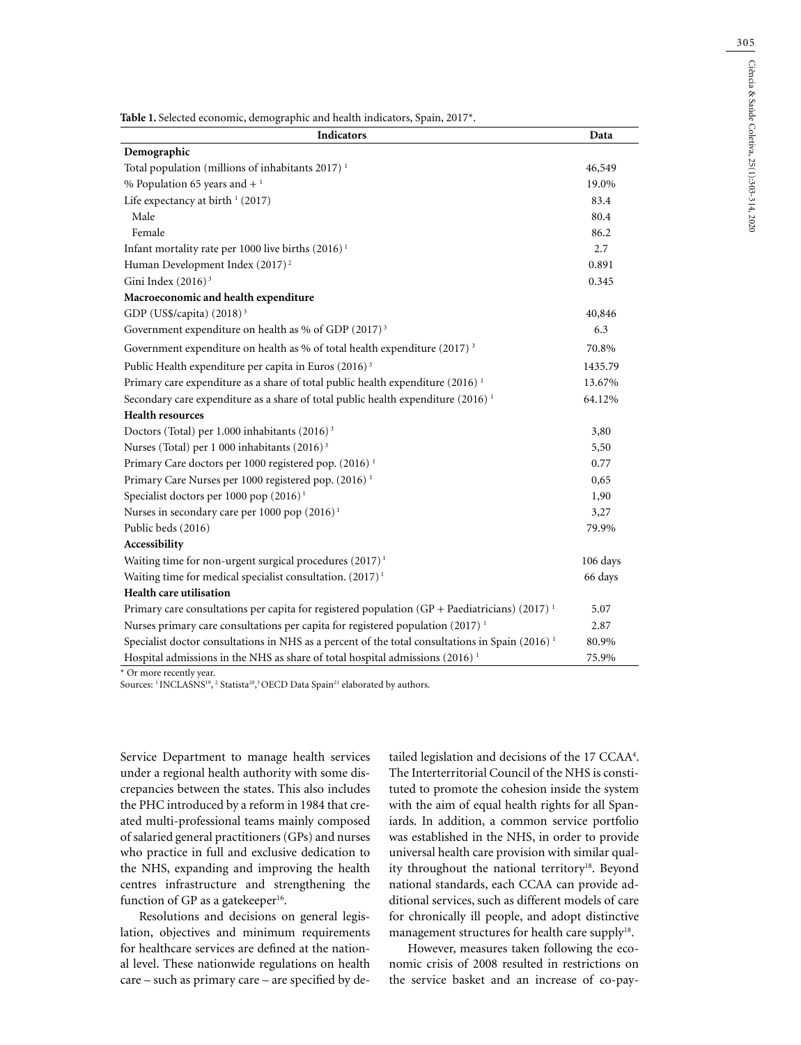**Table 1.** Selected economic, demographic and health indicators, Spain, 2017*.

| Indicators | Data |
|---|---|
| **Demographic** | |
| Total population (millions of inhabitants 2017) [1] | 46,549 |
| % Population 65 years and + [1] | 19.0% |
| Life expectancy at birth [1] (2017) | 83.4 |
| Male | 80.4 |
| Female | 86.2 |
| Infant mortality rate per 1000 live births (2016) [1] | 2.7 |
| Human Development Index (2017) [2] | 0.891 |
| Gini Index (2016) [3] | 0.345 |
| **Macroeconomic and health expenditure** | |
| GDP (US$/capita) (2018) [3] | 40,846 |
| Government expenditure on health as % of GDP (2017) [3] | 6.3 |
| Government expenditure on health as % of total health expenditure (2017) [3] | 70.8% |
| Public Health expenditure per capita in Euros (2016) [3] | 1435.79 |
| Primary care expenditure as a share of total public health expenditure (2016) [1] | 13.67% |
| Secondary care expenditure as a share of total public health expenditure (2016) [1] | 64.12% |
| **Health resources** | |
| Doctors (Total) per 1.000 inhabitants (2016) [3] | 3,80 |
| Nurses (Total) per 1 000 inhabitants (2016) [3] | 5,50 |
| Primary Care doctors per 1000 registered pop. (2016) [1] | 0.77 |
| Primary Care Nurses per 1000 registered pop. (2016) [1] | 0,65 |
| Specialist doctors per 1000 pop (2016) [1] | 1,90 |
| Nurses in secondary care per 1000 pop (2016) [1] | 3,27 |
| Public beds (2016) | 79.9% |
| **Accessibility** | |
| Waiting time for non-urgent surgical procedures (2017) [1] | 106 days |
| Waiting time for medical specialist consultation. (2017) [1] | 66 days |
| **Health care utilisation** | |
| Primary care consultations per capita for registered population (GP + Paediatricians) (2017) [1] | 5.07 |
| Nurses primary care consultations per capita for registered population (2017) [1] | 2.87 |
| Specialist doctor consultations in NHS as a percent of the total consultations in Spain (2016) [1] | 80.9% |
| Hospital admissions in the NHS as share of total hospital admissions (2016) [1] | 75.9% |

* Or more recently year.
Sources: [1] INCLASNS[19], [2] Statista[20], [3] OECD Data Spain[21] elaborated by authors.

Service Department to manage health services under a regional health authority with some discrepancies between the states. This also includes the PHC introduced by a reform in 1984 that created multi-professional teams mainly composed of salaried general practitioners (GPs) and nurses who practice in full and exclusive dedication to the NHS, expanding and improving the health centres infrastructure and strengthening the function of GP as a gatekeeper[16].

Resolutions and decisions on general legislation, objectives and minimum requirements for healthcare services are defined at the national level. These nationwide regulations on health care – such as primary care – are specified by detailed legislation and decisions of the 17 CCAA[4]. The Interterritorial Council of the NHS is constituted to promote the cohesion inside the system with the aim of equal health rights for all Spaniards. In addition, a common service portfolio was established in the NHS, in order to provide universal health care provision with similar quality throughout the national territory[18]. Beyond national standards, each CCAA can provide additional services, such as different models of care for chronically ill people, and adopt distinctive management structures for health care supply[18].

However, measures taken following the economic crisis of 2008 resulted in restrictions on the service basket and an increase of co-pay-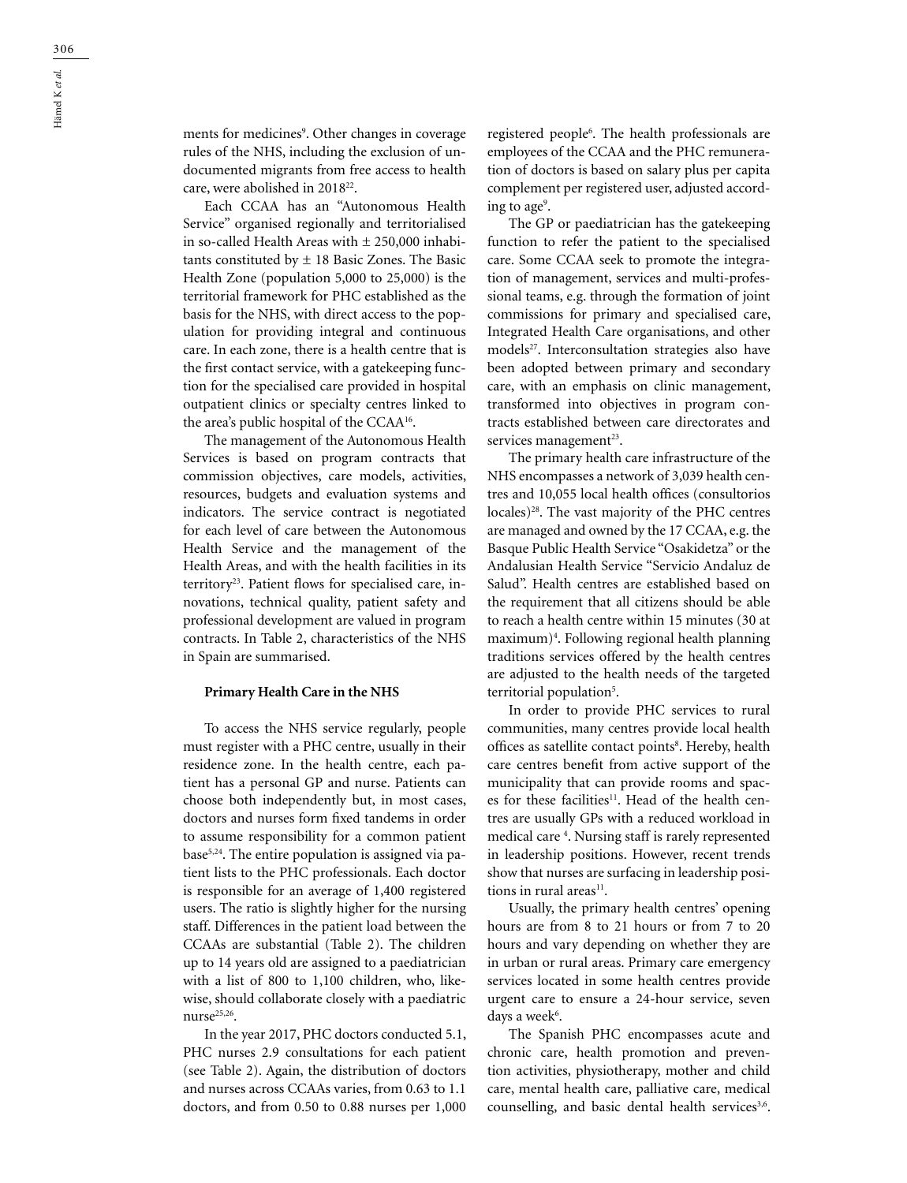ments for medicines[9]. Other changes in coverage rules of the NHS, including the exclusion of undocumented migrants from free access to health care, were abolished in 2018[22].

Each CCAA has an "Autonomous Health Service" organised regionally and territorialised in so-called Health Areas with ± 250,000 inhabitants constituted by ± 18 Basic Zones. The Basic Health Zone (population 5,000 to 25,000) is the territorial framework for PHC established as the basis for the NHS, with direct access to the population for providing integral and continuous care. In each zone, there is a health centre that is the first contact service, with a gatekeeping function for the specialised care provided in hospital outpatient clinics or specialty centres linked to the area's public hospital of the CCAA[16].

The management of the Autonomous Health Services is based on program contracts that commission objectives, care models, activities, resources, budgets and evaluation systems and indicators. The service contract is negotiated for each level of care between the Autonomous Health Service and the management of the Health Areas, and with the health facilities in its territory[23]. Patient flows for specialised care, innovations, technical quality, patient safety and professional development are valued in program contracts. In Table 2, characteristics of the NHS in Spain are summarised.

**Primary Health Care in the NHS**

To access the NHS service regularly, people must register with a PHC centre, usually in their residence zone. In the health centre, each patient has a personal GP and nurse. Patients can choose both independently but, in most cases, doctors and nurses form fixed tandems in order to assume responsibility for a common patient base[5,24]. The entire population is assigned via patient lists to the PHC professionals. Each doctor is responsible for an average of 1,400 registered users. The ratio is slightly higher for the nursing staff. Differences in the patient load between the CCAAs are substantial (Table 2). The children up to 14 years old are assigned to a paediatrician with a list of 800 to 1,100 children, who, likewise, should collaborate closely with a paediatric nurse[25,26].

In the year 2017, PHC doctors conducted 5.1, PHC nurses 2.9 consultations for each patient (see Table 2). Again, the distribution of doctors and nurses across CCAAs varies, from 0.63 to 1.1 doctors, and from 0.50 to 0.88 nurses per 1,000 registered people[6]. The health professionals are employees of the CCAA and the PHC remuneration of doctors is based on salary plus per capita complement per registered user, adjusted according to age[9].

The GP or paediatrician has the gatekeeping function to refer the patient to the specialised care. Some CCAA seek to promote the integration of management, services and multi-professional teams, e.g. through the formation of joint commissions for primary and specialised care, Integrated Health Care organisations, and other models[27]. Interconsultation strategies also have been adopted between primary and secondary care, with an emphasis on clinic management, transformed into objectives in program contracts established between care directorates and services management[23].

The primary health care infrastructure of the NHS encompasses a network of 3,039 health centres and 10,055 local health offices (consultorios locales)[28]. The vast majority of the PHC centres are managed and owned by the 17 CCAA, e.g. the Basque Public Health Service "Osakidetza" or the Andalusian Health Service "Servicio Andaluz de Salud". Health centres are established based on the requirement that all citizens should be able to reach a health centre within 15 minutes (30 at maximum)[4]. Following regional health planning traditions services offered by the health centres are adjusted to the health needs of the targeted territorial population[5].

In order to provide PHC services to rural communities, many centres provide local health offices as satellite contact points[8]. Hereby, health care centres benefit from active support of the municipality that can provide rooms and spaces for these facilities[11]. Head of the health centres are usually GPs with a reduced workload in medical care [4]. Nursing staff is rarely represented in leadership positions. However, recent trends show that nurses are surfacing in leadership positions in rural areas[11].

Usually, the primary health centres' opening hours are from 8 to 21 hours or from 7 to 20 hours and vary depending on whether they are in urban or rural areas. Primary care emergency services located in some health centres provide urgent care to ensure a 24-hour service, seven days a week[6].

The Spanish PHC encompasses acute and chronic care, health promotion and prevention activities, physiotherapy, mother and child care, mental health care, palliative care, medical counselling, and basic dental health services[3,6].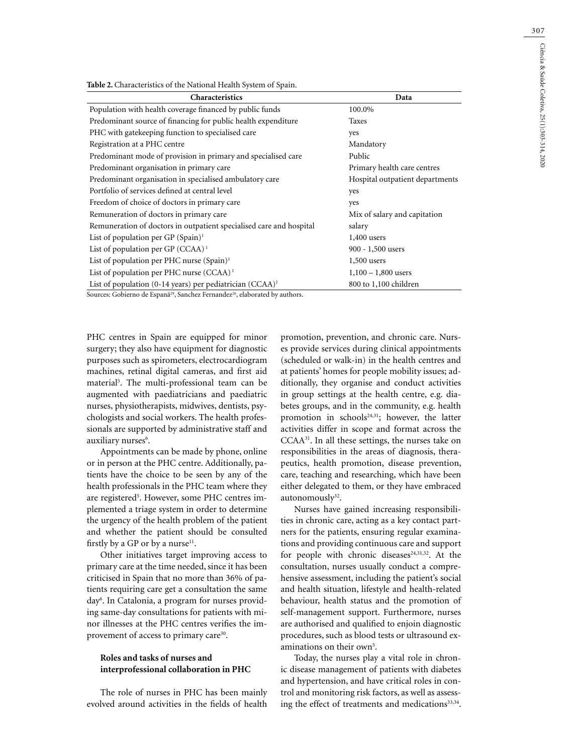**Table 2.** Characteristics of the National Health System of Spain.

| Characteristics | Data |
|---|---|
| Population with health coverage financed by public funds | 100.0% |
| Predominant source of financing for public health expenditure | Taxes |
| PHC with gatekeeping function to specialised care | yes |
| Registration at a PHC centre | Mandatory |
| Predominant mode of provision in primary and specialised care | Public |
| Predominant organisation in primary care | Primary health care centres |
| Predominant organisation in specialised ambulatory care | Hospital outpatient departments |
| Portfolio of services defined at central level | yes |
| Freedom of choice of doctors in primary care | yes |
| Remuneration of doctors in primary care | Mix of salary and capitation |
| Remuneration of doctors in outpatient specialised care and hospital | salary |
| List of population per GP (Spain)[1] | 1,400 users |
| List of population per GP (CCAA)[1] | 900 - 1,500 users |
| List of population per PHC nurse (Spain)[1] | 1,500 users |
| List of population per PHC nurse (CCAA)[1] | 1,100 – 1,800 users |
| List of population (0-14 years) per pediatrician (CCAA)[1] | 800 to 1,100 children |

Sources: Gobierno de Espanã[29], Sanchez Fernandez[26], elaborated by authors.

PHC centres in Spain are equipped for minor surgery; they also have equipment for diagnostic purposes such as spirometers, electrocardiogram machines, retinal digital cameras, and first aid material[5]. The multi-professional team can be augmented with paediatricians and paediatric nurses, physiotherapists, midwives, dentists, psychologists and social workers. The health professionals are supported by administrative staff and auxiliary nurses[6].

Appointments can be made by phone, online or in person at the PHC centre. Additionally, patients have the choice to be seen by any of the health professionals in the PHC team where they are registered[5]. However, some PHC centres implemented a triage system in order to determine the urgency of the health problem of the patient and whether the patient should be consulted firstly by a GP or by a nurse[11].

Other initiatives target improving access to primary care at the time needed, since it has been criticised in Spain that no more than 36% of patients requiring care get a consultation the same day[6]. In Catalonia, a program for nurses providing same-day consultations for patients with minor illnesses at the PHC centres verifies the improvement of access to primary care[30].

### Roles and tasks of nurses and interprofessional collaboration in PHC

The role of nurses in PHC has been mainly evolved around activities in the fields of health promotion, prevention, and chronic care. Nurses provide services during clinical appointments (scheduled or walk-in) in the health centres and at patients' homes for people mobility issues; additionally, they organise and conduct activities in group settings at the health centre, e.g. diabetes groups, and in the community, e.g. health promotion in schools[24,31]; however, the latter activities differ in scope and format across the CCAA[31]. In all these settings, the nurses take on responsibilities in the areas of diagnosis, therapeutics, health promotion, disease prevention, care, teaching and researching, which have been either delegated to them, or they have embraced autonomously[32].

Nurses have gained increasing responsibilities in chronic care, acting as a key contact partners for the patients, ensuring regular examinations and providing continuous care and support for people with chronic diseases[24,31,32]. At the consultation, nurses usually conduct a comprehensive assessment, including the patient's social and health situation, lifestyle and health-related behaviour, health status and the promotion of self-management support. Furthermore, nurses are authorised and qualified to enjoin diagnostic procedures, such as blood tests or ultrasound examinations on their own[5].

Today, the nurses play a vital role in chronic disease management of patients with diabetes and hypertension, and have critical roles in control and monitoring risk factors, as well as assessing the effect of treatments and medications[33,34].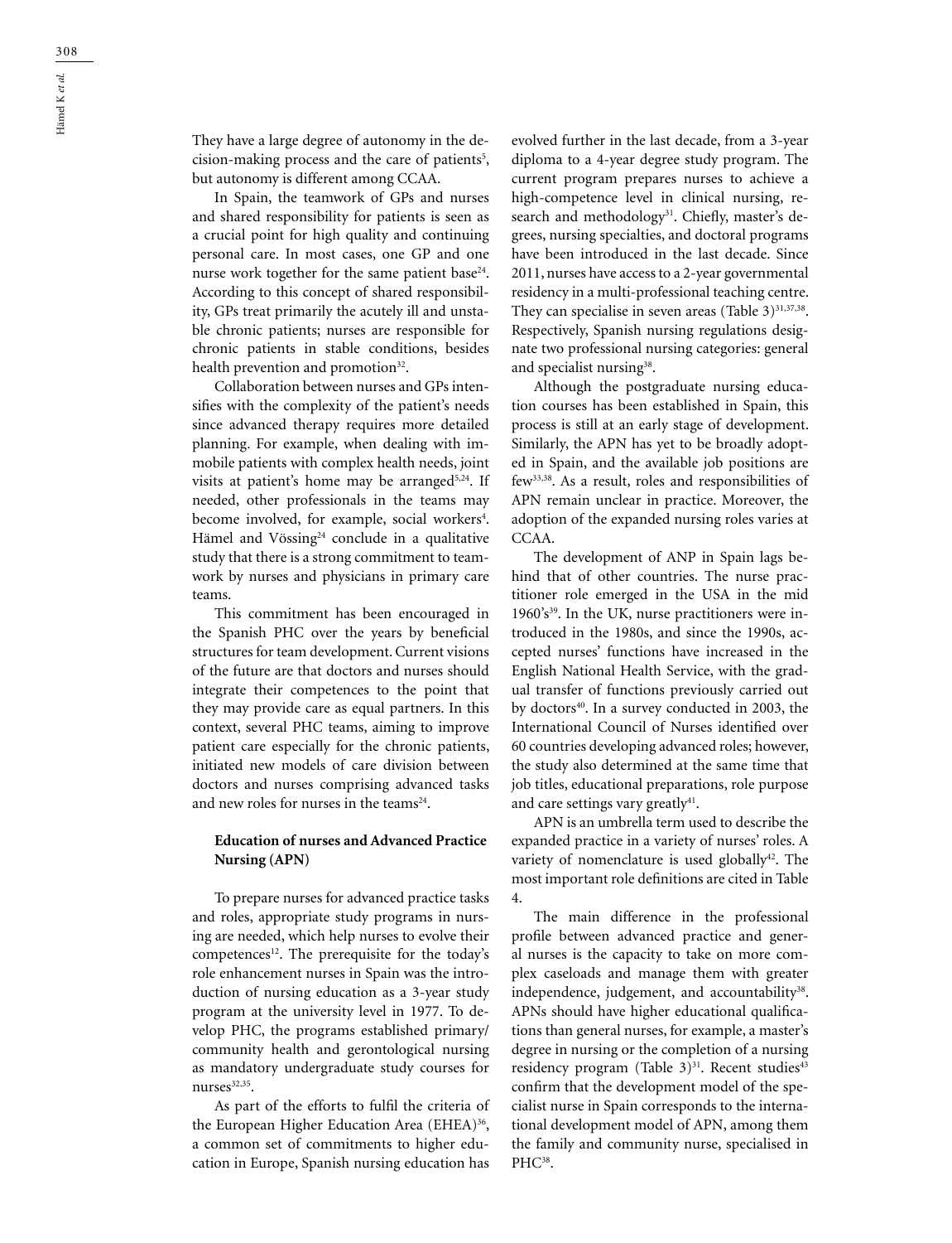They have a large degree of autonomy in the decision-making process and the care of patients[5], but autonomy is different among CCAA.

In Spain, the teamwork of GPs and nurses and shared responsibility for patients is seen as a crucial point for high quality and continuing personal care. In most cases, one GP and one nurse work together for the same patient base[24]. According to this concept of shared responsibility, GPs treat primarily the acutely ill and unstable chronic patients; nurses are responsible for chronic patients in stable conditions, besides health prevention and promotion[32].

Collaboration between nurses and GPs intensifies with the complexity of the patient's needs since advanced therapy requires more detailed planning. For example, when dealing with immobile patients with complex health needs, joint visits at patient's home may be arranged[5,24]. If needed, other professionals in the teams may become involved, for example, social workers[4]. Hämel and Vössing[24] conclude in a qualitative study that there is a strong commitment to teamwork by nurses and physicians in primary care teams.

This commitment has been encouraged in the Spanish PHC over the years by beneficial structures for team development. Current visions of the future are that doctors and nurses should integrate their competences to the point that they may provide care as equal partners. In this context, several PHC teams, aiming to improve patient care especially for the chronic patients, initiated new models of care division between doctors and nurses comprising advanced tasks and new roles for nurses in the teams[24].

## Education of nurses and Advanced Practice Nursing (APN)

To prepare nurses for advanced practice tasks and roles, appropriate study programs in nursing are needed, which help nurses to evolve their competences[12]. The prerequisite for the today's role enhancement nurses in Spain was the introduction of nursing education as a 3-year study program at the university level in 1977. To develop PHC, the programs established primary/community health and gerontological nursing as mandatory undergraduate study courses for nurses[32,35].

As part of the efforts to fulfil the criteria of the European Higher Education Area (EHEA)[36], a common set of commitments to higher education in Europe, Spanish nursing education has evolved further in the last decade, from a 3-year diploma to a 4-year degree study program. The current program prepares nurses to achieve a high-competence level in clinical nursing, research and methodology[31]. Chiefly, master's degrees, nursing specialties, and doctoral programs have been introduced in the last decade. Since 2011, nurses have access to a 2-year governmental residency in a multi-professional teaching centre. They can specialise in seven areas (Table 3)[31,37,38]. Respectively, Spanish nursing regulations designate two professional nursing categories: general and specialist nursing[38].

Although the postgraduate nursing education courses has been established in Spain, this process is still at an early stage of development. Similarly, the APN has yet to be broadly adopted in Spain, and the available job positions are few[33,38]. As a result, roles and responsibilities of APN remain unclear in practice. Moreover, the adoption of the expanded nursing roles varies at CCAA.

The development of ANP in Spain lags behind that of other countries. The nurse practitioner role emerged in the USA in the mid 1960's[39]. In the UK, nurse practitioners were introduced in the 1980s, and since the 1990s, accepted nurses' functions have increased in the English National Health Service, with the gradual transfer of functions previously carried out by doctors[40]. In a survey conducted in 2003, the International Council of Nurses identified over 60 countries developing advanced roles; however, the study also determined at the same time that job titles, educational preparations, role purpose and care settings vary greatly[41].

APN is an umbrella term used to describe the expanded practice in a variety of nurses' roles. A variety of nomenclature is used globally[42]. The most important role definitions are cited in Table 4.

The main difference in the professional profile between advanced practice and general nurses is the capacity to take on more complex caseloads and manage them with greater independence, judgement, and accountability[38]. APNs should have higher educational qualifications than general nurses, for example, a master's degree in nursing or the completion of a nursing residency program (Table 3)[31]. Recent studies[43] confirm that the development model of the specialist nurse in Spain corresponds to the international development model of APN, among them the family and community nurse, specialised in PHC[38].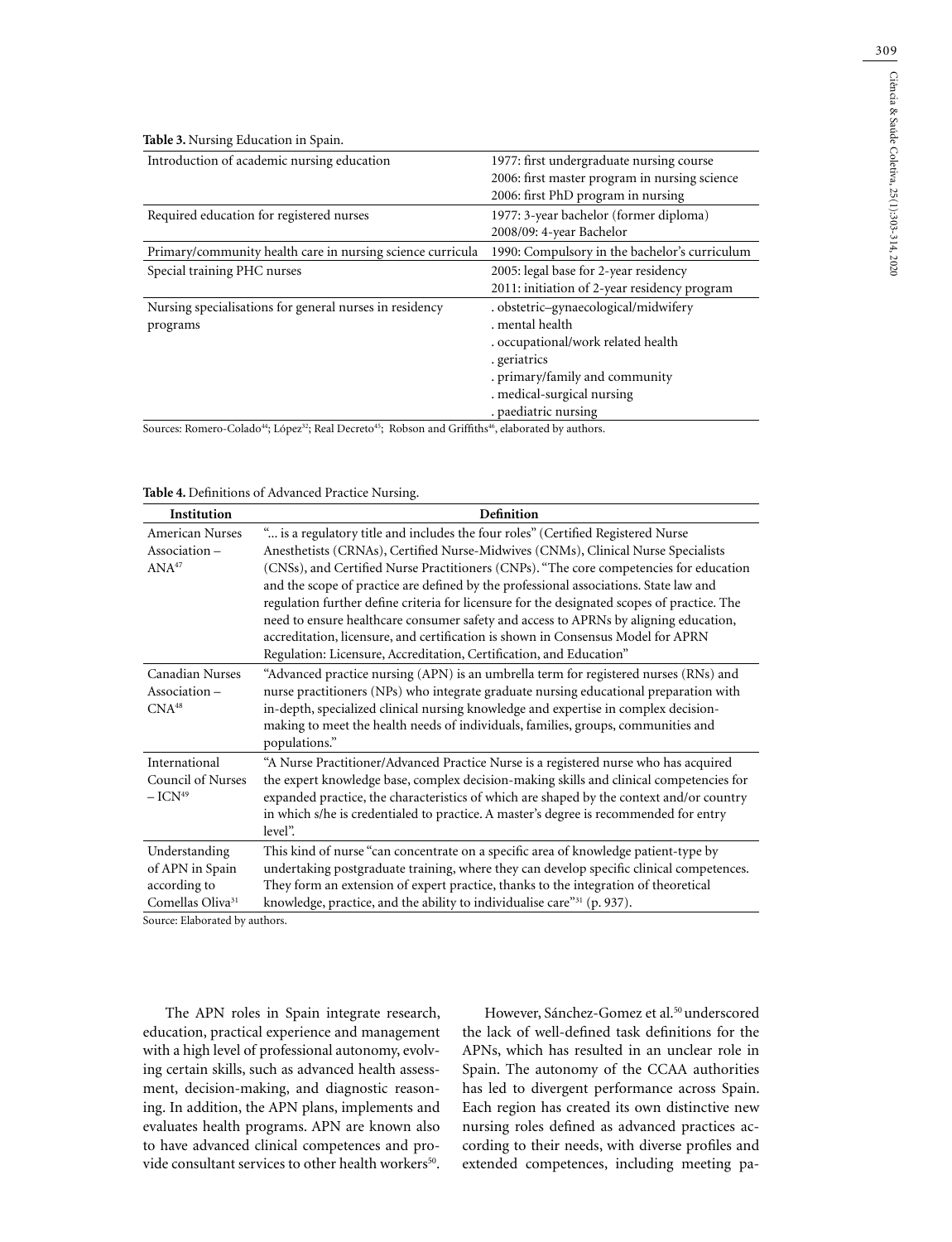**Table 3.** Nursing Education in Spain.

| | |
|---|---|
| Introduction of academic nursing education | 1977: first undergraduate nursing course<br>2006: first master program in nursing science<br>2006: first PhD program in nursing |
| Required education for registered nurses | 1977: 3-year bachelor (former diploma)<br>2008/09: 4-year Bachelor |
| Primary/community health care in nursing science curricula | 1990: Compulsory in the bachelor's curriculum |
| Special training PHC nurses | 2005: legal base for 2-year residency<br>2011: initiation of 2-year residency program |
| Nursing specialisations for general nurses in residency programs | . obstetric–gynaecological/midwifery<br>. mental health<br>. occupational/work related health<br>. geriatrics<br>. primary/family and community<br>. medical-surgical nursing<br>. paediatric nursing |

Sources: Romero-Colado[44]; López[32]; Real Decreto[45]; Robson and Griffiths[46], elaborated by authors.

**Table 4.** Definitions of Advanced Practice Nursing.

| Institution | Definition |
|---|---|
| American Nurses Association – ANA[47] | "... is a regulatory title and includes the four roles" (Certified Registered Nurse Anesthetists (CRNAs), Certified Nurse-Midwives (CNMs), Clinical Nurse Specialists (CNSs), and Certified Nurse Practitioners (CNPs). "The core competencies for education and the scope of practice are defined by the professional associations. State law and regulation further define criteria for licensure for the designated scopes of practice. The need to ensure healthcare consumer safety and access to APRNs by aligning education, accreditation, licensure, and certification is shown in Consensus Model for APRN Regulation: Licensure, Accreditation, Certification, and Education" |
| Canadian Nurses Association – CNA[48] | "Advanced practice nursing (APN) is an umbrella term for registered nurses (RNs) and nurse practitioners (NPs) who integrate graduate nursing educational preparation with in-depth, specialized clinical nursing knowledge and expertise in complex decision-making to meet the health needs of individuals, families, groups, communities and populations." |
| International Council of Nurses – ICN[49] | "A Nurse Practitioner/Advanced Practice Nurse is a registered nurse who has acquired the expert knowledge base, complex decision-making skills and clinical competencies for expanded practice, the characteristics of which are shaped by the context and/or country in which s/he is credentialed to practice. A master's degree is recommended for entry level". |
| Understanding of APN in Spain according to Comellas Oliva[31] | This kind of nurse "can concentrate on a specific area of knowledge patient-type by undertaking postgraduate training, where they can develop specific clinical competences. They form an extension of expert practice, thanks to the integration of theoretical knowledge, practice, and the ability to individualise care"[31] (p. 937). |

Source: Elaborated by authors.

The APN roles in Spain integrate research, education, practical experience and management with a high level of professional autonomy, evolving certain skills, such as advanced health assessment, decision-making, and diagnostic reasoning. In addition, the APN plans, implements and evaluates health programs. APN are known also to have advanced clinical competences and provide consultant services to other health workers[50].

However, Sánchez-Gomez et al.[50] underscored the lack of well-defined task definitions for the APNs, which has resulted in an unclear role in Spain. The autonomy of the CCAA authorities has led to divergent performance across Spain. Each region has created its own distinctive new nursing roles defined as advanced practices according to their needs, with diverse profiles and extended competences, including meeting pa-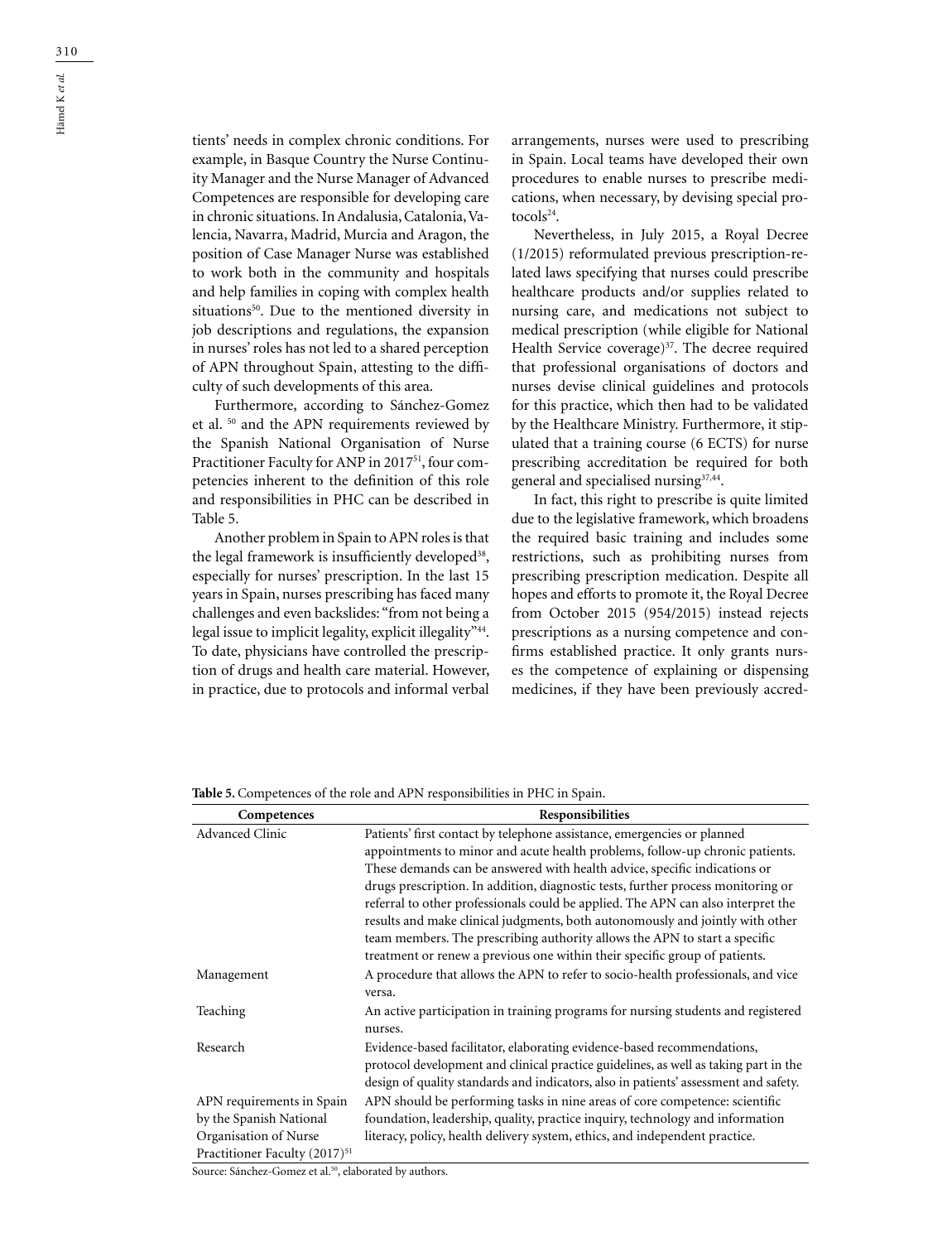tients' needs in complex chronic conditions. For example, in Basque Country the Nurse Continuity Manager and the Nurse Manager of Advanced Competences are responsible for developing care in chronic situations. In Andalusia, Catalonia, Valencia, Navarra, Madrid, Murcia and Aragon, the position of Case Manager Nurse was established to work both in the community and hospitals and help families in coping with complex health situations[50]. Due to the mentioned diversity in job descriptions and regulations, the expansion in nurses' roles has not led to a shared perception of APN throughout Spain, attesting to the difficulty of such developments of this area.

Furthermore, according to Sánchez-Gomez et al. [50] and the APN requirements reviewed by the Spanish National Organisation of Nurse Practitioner Faculty for ANP in 2017[51], four competencies inherent to the definition of this role and responsibilities in PHC can be described in Table 5.

Another problem in Spain to APN roles is that the legal framework is insufficiently developed[38], especially for nurses' prescription. In the last 15 years in Spain, nurses prescribing has faced many challenges and even backslides: "from not being a legal issue to implicit legality, explicit illegality"[44]. To date, physicians have controlled the prescription of drugs and health care material. However, in practice, due to protocols and informal verbal arrangements, nurses were used to prescribing in Spain. Local teams have developed their own procedures to enable nurses to prescribe medications, when necessary, by devising special protocols[24].

Nevertheless, in July 2015, a Royal Decree (1/2015) reformulated previous prescription-related laws specifying that nurses could prescribe healthcare products and/or supplies related to nursing care, and medications not subject to medical prescription (while eligible for National Health Service coverage)[37]. The decree required that professional organisations of doctors and nurses devise clinical guidelines and protocols for this practice, which then had to be validated by the Healthcare Ministry. Furthermore, it stipulated that a training course (6 ECTS) for nurse prescribing accreditation be required for both general and specialised nursing[37,44].

In fact, this right to prescribe is quite limited due to the legislative framework, which broadens the required basic training and includes some restrictions, such as prohibiting nurses from prescribing prescription medication. Despite all hopes and efforts to promote it, the Royal Decree from October 2015 (954/2015) instead rejects prescriptions as a nursing competence and confirms established practice. It only grants nurses the competence of explaining or dispensing medicines, if they have been previously accred-

**Table 5.** Competences of the role and APN responsibilities in PHC in Spain.

| Competences | Responsibilities |
|---|---|
| Advanced Clinic | Patients' first contact by telephone assistance, emergencies or planned appointments to minor and acute health problems, follow-up chronic patients. These demands can be answered with health advice, specific indications or drugs prescription. In addition, diagnostic tests, further process monitoring or referral to other professionals could be applied. The APN can also interpret the results and make clinical judgments, both autonomously and jointly with other team members. The prescribing authority allows the APN to start a specific treatment or renew a previous one within their specific group of patients. |
| Management | A procedure that allows the APN to refer to socio-health professionals, and vice versa. |
| Teaching | An active participation in training programs for nursing students and registered nurses. |
| Research | Evidence-based facilitator, elaborating evidence-based recommendations, protocol development and clinical practice guidelines, as well as taking part in the design of quality standards and indicators, also in patients' assessment and safety. |
| APN requirements in Spain by the Spanish National Organisation of Nurse Practitioner Faculty (2017)[51] | APN should be performing tasks in nine areas of core competence: scientific foundation, leadership, quality, practice inquiry, technology and information literacy, policy, health delivery system, ethics, and independent practice. |

Source: Sánchez-Gomez et al.[50], elaborated by authors.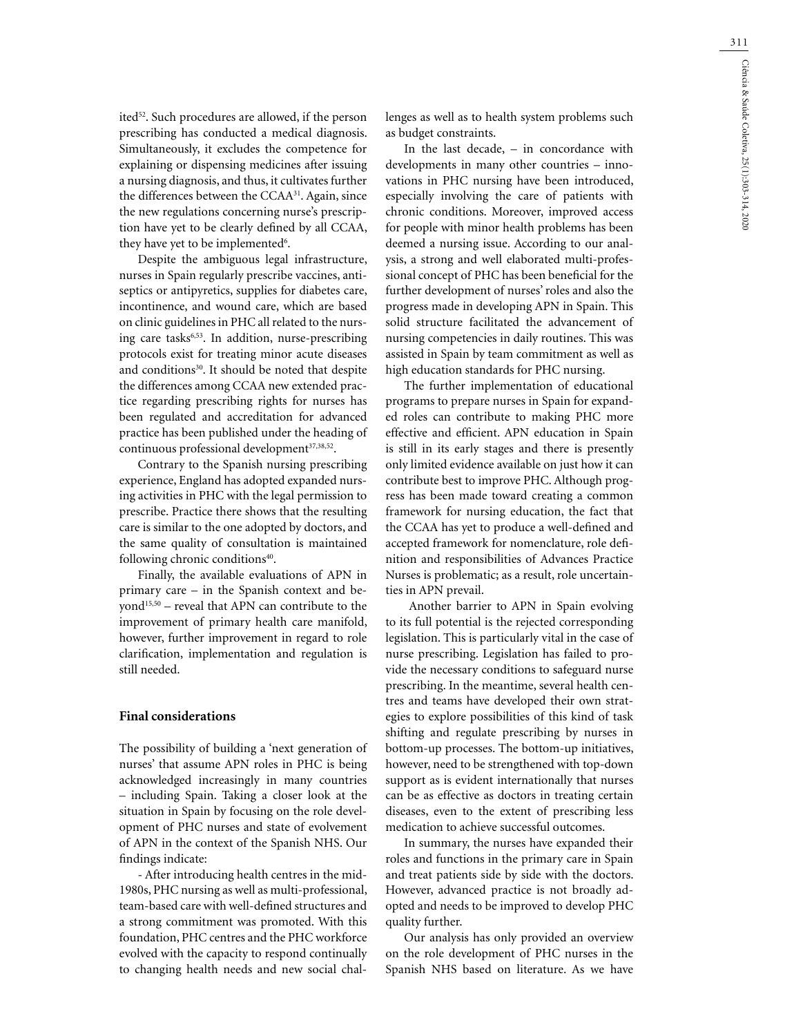ited[52]. Such procedures are allowed, if the person prescribing has conducted a medical diagnosis. Simultaneously, it excludes the competence for explaining or dispensing medicines after issuing a nursing diagnosis, and thus, it cultivates further the differences between the CCAA[31]. Again, since the new regulations concerning nurse's prescription have yet to be clearly defined by all CCAA, they have yet to be implemented[6].

Despite the ambiguous legal infrastructure, nurses in Spain regularly prescribe vaccines, antiseptics or antipyretics, supplies for diabetes care, incontinence, and wound care, which are based on clinic guidelines in PHC all related to the nursing care tasks[6,53]. In addition, nurse-prescribing protocols exist for treating minor acute diseases and conditions[30]. It should be noted that despite the differences among CCAA new extended practice regarding prescribing rights for nurses has been regulated and accreditation for advanced practice has been published under the heading of continuous professional development[37,38,52].

Contrary to the Spanish nursing prescribing experience, England has adopted expanded nursing activities in PHC with the legal permission to prescribe. Practice there shows that the resulting care is similar to the one adopted by doctors, and the same quality of consultation is maintained following chronic conditions[40].

Finally, the available evaluations of APN in primary care – in the Spanish context and beyond[15,50] – reveal that APN can contribute to the improvement of primary health care manifold, however, further improvement in regard to role clarification, implementation and regulation is still needed.

## Final considerations

The possibility of building a 'next generation of nurses' that assume APN roles in PHC is being acknowledged increasingly in many countries – including Spain. Taking a closer look at the situation in Spain by focusing on the role development of PHC nurses and state of evolvement of APN in the context of the Spanish NHS. Our findings indicate:

- After introducing health centres in the mid-1980s, PHC nursing as well as multi-professional, team-based care with well-defined structures and a strong commitment was promoted. With this foundation, PHC centres and the PHC workforce evolved with the capacity to respond continually to changing health needs and new social challenges as well as to health system problems such as budget constraints.

In the last decade, – in concordance with developments in many other countries – innovations in PHC nursing have been introduced, especially involving the care of patients with chronic conditions. Moreover, improved access for people with minor health problems has been deemed a nursing issue. According to our analysis, a strong and well elaborated multi-professional concept of PHC has been beneficial for the further development of nurses' roles and also the progress made in developing APN in Spain. This solid structure facilitated the advancement of nursing competencies in daily routines. This was assisted in Spain by team commitment as well as high education standards for PHC nursing.

The further implementation of educational programs to prepare nurses in Spain for expanded roles can contribute to making PHC more effective and efficient. APN education in Spain is still in its early stages and there is presently only limited evidence available on just how it can contribute best to improve PHC. Although progress has been made toward creating a common framework for nursing education, the fact that the CCAA has yet to produce a well-defined and accepted framework for nomenclature, role definition and responsibilities of Advances Practice Nurses is problematic; as a result, role uncertainties in APN prevail.

Another barrier to APN in Spain evolving to its full potential is the rejected corresponding legislation. This is particularly vital in the case of nurse prescribing. Legislation has failed to provide the necessary conditions to safeguard nurse prescribing. In the meantime, several health centres and teams have developed their own strategies to explore possibilities of this kind of task shifting and regulate prescribing by nurses in bottom-up processes. The bottom-up initiatives, however, need to be strengthened with top-down support as is evident internationally that nurses can be as effective as doctors in treating certain diseases, even to the extent of prescribing less medication to achieve successful outcomes.

In summary, the nurses have expanded their roles and functions in the primary care in Spain and treat patients side by side with the doctors. However, advanced practice is not broadly adopted and needs to be improved to develop PHC quality further.

Our analysis has only provided an overview on the role development of PHC nurses in the Spanish NHS based on literature. As we have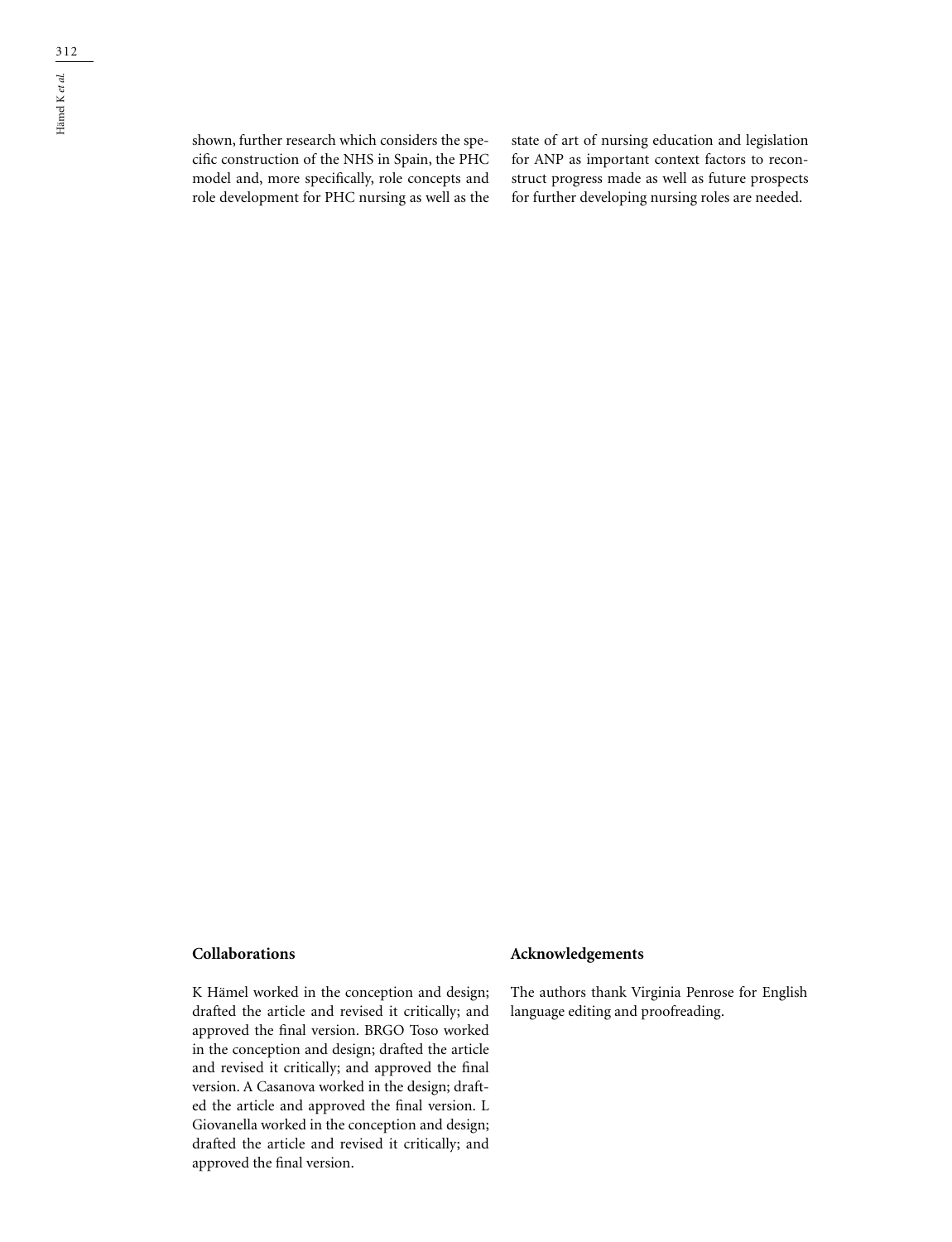shown, further research which considers the specific construction of the NHS in Spain, the PHC model and, more specifically, role concepts and role development for PHC nursing as well as the state of art of nursing education and legislation for ANP as important context factors to reconstruct progress made as well as future prospects for further developing nursing roles are needed.

## Collaborations

K Hämel worked in the conception and design; drafted the article and revised it critically; and approved the final version. BRGO Toso worked in the conception and design; drafted the article and revised it critically; and approved the final version. A Casanova worked in the design; drafted the article and approved the final version. L Giovanella worked in the conception and design; drafted the article and revised it critically; and approved the final version.

## Acknowledgements

The authors thank Virginia Penrose for English language editing and proofreading.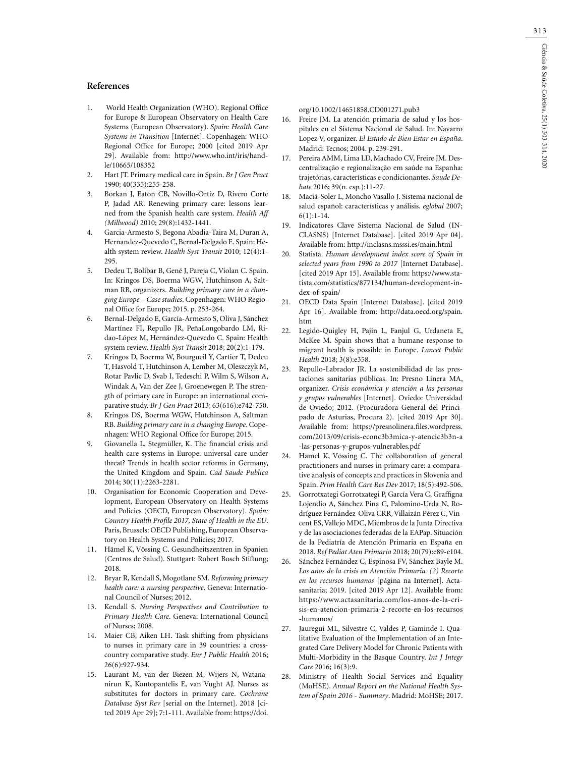## References

1. World Health Organization (WHO). Regional Office for Europe & European Observatory on Health Care Systems (European Observatory). *Spain: Health Care Systems in Transition* [Internet]. Copenhagen: WHO Regional Office for Europe; 2000 [cited 2019 Apr 29]. Available from: http://www.who.int/iris/handle/10665/108352
2. Hart JT. Primary medical care in Spain. *Br J Gen Pract* 1990; 40(335):255-258.
3. Borkan J, Eaton CB, Novillo-Ortiz D, Rivero Corte P, Jadad AR. Renewing primary care: lessons learned from the Spanish health care system. *Health Aff (Millwood)* 2010; 29(8):1432-1441.
4. Garcia-Armesto S, Begona Abadia-Taira M, Duran A, Hernandez-Quevedo C, Bernal-Delgado E. Spain: Health system review. *Health Syst Transit* 2010; 12(4):1-295.
5. Dedeu T, Bolibar B, Gené J, Pareja C, Violan C. Spain. In: Kringos DS, Boerma WGW, Hutchinson A, Saltman RB, organizers. *Building primary care in a changing Europe – Case studies*. Copenhagen: WHO Regional Office for Europe; 2015. p. 253-264.
6. Bernal-Delgado E, García-Armesto S, Oliva J, Sánchez Martínez FI, Repullo JR, PeñaLongobardo LM, Ridao-López M, Hernández-Quevedo C. Spain: Health system review. *Health Syst Transit* 2018; 20(2):1-179.
7. Kringos D, Boerma W, Bourgueil Y, Cartier T, Dedeu T, Hasvold T, Hutchinson A, Lember M, Oleszczyk M, Rotar Pavlic D, Svab I, Tedeschi P, Wilm S, Wilson A, Windak A, Van der Zee J, Groenewegen P. The strength of primary care in Europe: an international comparative study. *Br J Gen Pract* 2013; 63(616):e742-750.
8. Kringos DS, Boerma WGW, Hutchinson A, Saltman RB. *Building primary care in a changing Europe*. Copenhagen: WHO Regional Office for Europe; 2015.
9. Giovanella L, Stegmüller, K. The financial crisis and health care systems in Europe: universal care under threat? Trends in health sector reforms in Germany, the United Kingdom and Spain. *Cad Saude Publica* 2014; 30(11):2263-2281.
10. Organisation for Economic Cooperation and Development, European Observatory on Health Systems and Policies (OECD, European Observatory). *Spain: Country Health Profile 2017, State of Health in the EU*. Paris, Brussels: OECD Publishing, European Observatory on Health Systems and Policies; 2017.
11. Hämel K, Vössing C. Gesundheitszentren in Spanien (Centros de Salud). Stuttgart: Robert Bosch Stiftung; 2018.
12. Bryar R, Kendall S, Mogotlane SM. *Reforming primary health care: a nursing perspective*. Geneva: International Council of Nurses; 2012.
13. Kendall S. *Nursing Perspectives and Contribution to Primary Health Care*. Geneva: International Council of Nurses; 2008.
14. Maier CB, Aiken LH. Task shifting from physicians to nurses in primary care in 39 countries: a cross-country comparative study. *Eur J Public Health* 2016; 26(6):927-934.
15. Laurant M, van der Biezen M, Wijers N, Watananirun K, Kontopantelis E, van Vught AJ. Nurses as substitutes for doctors in primary care. *Cochrane Database Syst Rev* [serial on the Internet]. 2018 [cited 2019 Apr 29]; 7:1-111. Available from: https://doi.org/10.1002/14651858.CD001271.pub3
16. Freire JM. La atención primaria de salud y los hospitales en el Sistema Nacional de Salud. In: Navarro Lopez V, organizer. *El Estado de Bien Estar en España*. Madrid: Tecnos; 2004. p. 239-291.
17. Pereira AMM, Lima LD, Machado CV, Freire JM. Descentralização e regionalização em saúde na Espanha: trajetórias, características e condicionantes. *Saude Debate* 2016; 39(n. esp.):11-27.
18. Maciá-Soler L, Moncho Vasallo J. Sistema nacional de salud español: características y análisis. *eglobal* 2007; 6(1):1-14.
19. Indicatores Clave Sistema Nacional de Salud (INCLASNS) [Internet Database]. [cited 2019 Apr 04]. Available from: http://inclasns.msssi.es/main.html
20. Statista. *Human development index score of Spain in selected years from 1990 to 2017* [Internet Database]. [cited 2019 Apr 15]. Available from: https://www.statista.com/statistics/877134/human-development-index-of-spain/
21. OECD Data Spain [Internet Database]. [cited 2019 Apr 16]. Available from: http://data.oecd.org/spain.htm
22. Legido-Quigley H, Pajin L, Fanjul G, Urdaneta E, McKee M. Spain shows that a humane response to migrant health is possible in Europe. *Lancet Public Health* 2018; 3(8):e358.
23. Repullo-Labrador JR. La sostenibilidad de las prestaciones sanitarias públicas. In: Presno Linera MA, organizer. *Crisis económica y atención a las personas y grupos vulnerables* [Internet]. Oviedo: Universidad de Oviedo; 2012. (Procuradora General del Principado de Asturias, Procura 2). [cited 2019 Apr 30]. Available from: https://presnolinera.files.wordpress.com/2013/09/crisis-econc3b3mica-y-atencic3b3n-a-las-personas-y-grupos-vulnerables.pdf
24. Hämel K, Vössing C. The collaboration of general practitioners and nurses in primary care: a comparative analysis of concepts and practices in Slovenia and Spain. *Prim Health Care Res Dev* 2017; 18(5):492-506.
25. Gorrotxategi Gorrotxategi P, García Vera C, Graffigna Lojendio A, Sánchez Pina C, Palomino-Urda N, Rodríguez Fernández-Oliva CRR, Villaizán Pérez C, Vincent ES, Vallejo MDC, Miembros de la Junta Directiva y de las asociaciones federadas de la EAPap. Situación de la Pediatría de Atención Primaria en España en 2018. *Ref Pediat Aten Primaria* 2018; 20(79):e89-e104.
26. Sánchez Fernández C, Espinosa FV, Sánchez Bayle M. *Los años de la crisis en Atención Primaria. (2) Recorte en los recursos humanos* [página na Internet]. Actasanitaria; 2019. [cited 2019 Apr 12]. Available from: https://www.actasanitaria.com/los-anos-de-la-crisis-en-atencion-primaria-2-recorte-en-los-recursos-humanos/
27. Jauregui ML, Silvestre C, Valdes P, Gaminde I. Qualitative Evaluation of the Implementation of an Integrated Care Delivery Model for Chronic Patients with Multi-Morbidity in the Basque Country. *Int J Integr Care* 2016; 16(3):9.
28. Ministry of Health Social Services and Equality (MoHSE). *Annual Report on the National Health System of Spain 2016 - Summary*. Madrid: MoHSE; 2017.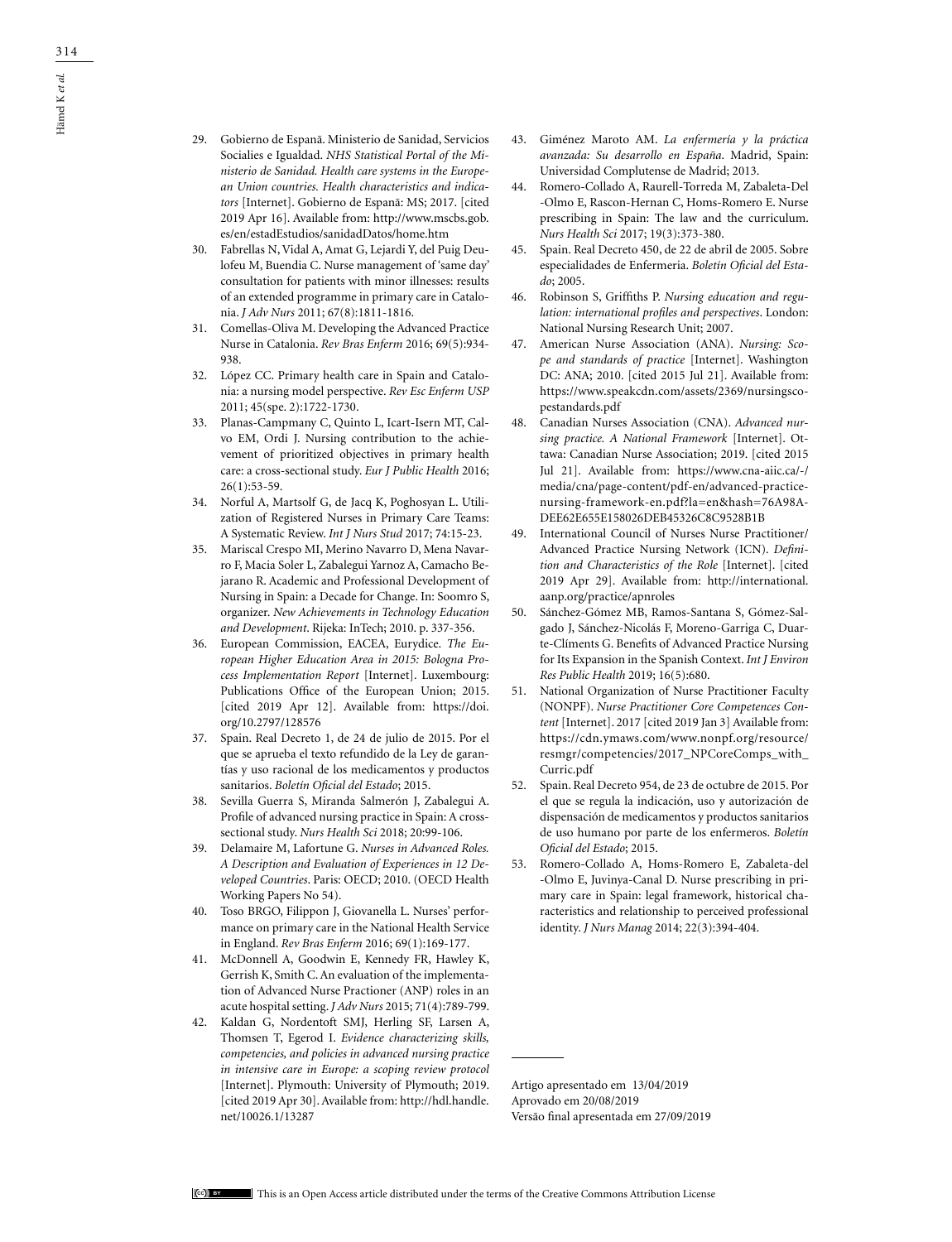29. Gobierno de Espanã. Ministerio de Sanidad, Servicios Socieales e Igualdad. *NHS Statistical Portal of the Ministerio de Sanidad. Health care systems in the European Union countries. Health characteristics and indicators* [Internet]. Gobierno de Espanã: MS; 2017. [cited 2019 Apr 16]. Available from: http://www.mscbs.gob.es/en/estadEstudios/sanidadDatos/home.htm
30. Fabrellas N, Vidal A, Amat G, Lejardi Y, del Puig Deulofeu M, Buendia C. Nurse management of 'same day' consultation for patients with minor illnesses: results of an extended programme in primary care in Catalonia. *J Adv Nurs* 2011; 67(8):1811-1816.
31. Comellas-Oliva M. Developing the Advanced Practice Nurse in Catalonia. *Rev Bras Enferm* 2016; 69(5):934-938.
32. López CC. Primary health care in Spain and Catalonia: a nursing model perspective. *Rev Esc Enferm USP* 2011; 45(spe. 2):1722-1730.
33. Planas-Campmany C, Quinto L, Icart-Isern MT, Calvo EM, Ordi J. Nursing contribution to the achievement of prioritized objectives in primary health care: a cross-sectional study. *Eur J Public Health* 2016; 26(1):53-59.
34. Norful A, Martsolf G, de Jacq K, Poghosyan L. Utilization of Registered Nurses in Primary Care Teams: A Systematic Review. *Int J Nurs Stud* 2017; 74:15-23.
35. Mariscal Crespo MI, Merino Navarro D, Mena Navarro F, Macia Soler L, Zabalegui Yarnoz A, Camacho Bejarano R. Academic and Professional Development of Nursing in Spain: a Decade for Change. In: Soomro S, organizer. *New Achievements in Technology Education and Development*. Rijeka: InTech; 2010. p. 337-356.
36. European Commission, EACEA, Eurydice. *The European Higher Education Area in 2015: Bologna Process Implementation Report* [Internet]. Luxembourg: Publications Office of the European Union; 2015. [cited 2019 Apr 12]. Available from: https://doi.org/10.2797/128576
37. Spain. Real Decreto 1, de 24 de julio de 2015. Por el que se aprueba el texto refundido de la Ley de garantías y uso racional de los medicamentos y productos sanitarios. *Boletín Oficial del Estado*; 2015.
38. Sevilla Guerra S, Miranda Salmerón J, Zabalegui A. Profile of advanced nursing practice in Spain: A cross-sectional study. *Nurs Health Sci* 2018; 20:99-106.
39. Delamaire M, Lafortune G. *Nurses in Advanced Roles. A Description and Evaluation of Experiences in 12 Developed Countries*. Paris: OECD; 2010. (OECD Health Working Papers No 54).
40. Toso BRGO, Filippon J, Giovanella L. Nurses' performance on primary care in the National Health Service in England. *Rev Bras Enferm* 2016; 69(1):169-177.
41. McDonnell A, Goodwin E, Kennedy FR, Hawley K, Gerrish K, Smith C. An evaluation of the implementation of Advanced Nurse Practioner (ANP) roles in an acute hospital setting. *J Adv Nurs* 2015; 71(4):789-799.
42. Kaldan G, Nordentoft SMJ, Herling SF, Larsen A, Thomsen T, Egerod I. *Evidence characterizing skills, competencies, and policies in advanced nursing practice in intensive care in Europe: a scoping review protocol* [Internet]. Plymouth: University of Plymouth; 2019. [cited 2019 Apr 30]. Available from: http://hdl.handle.net/10026.1/13287
43. Giménez Maroto AM. *La enfermería y la práctica avanzada: Su desarrollo en España*. Madrid, Spain: Universidad Complutense de Madrid; 2013.
44. Romero-Collado A, Raurell-Torreda M, Zabaleta-Del -Olmo E, Rascon-Hernan C, Homs-Romero E. Nurse prescribing in Spain: The law and the curriculum. *Nurs Health Sci* 2017; 19(3):373-380.
45. Spain. Real Decreto 450, de 22 de abril de 2005. Sobre especialidades de Enfermeria. *Boletín Oficial del Estado*; 2005.
46. Robinson S, Griffiths P. *Nursing education and regulation: international profiles and perspectives*. London: National Nursing Research Unit; 2007.
47. American Nurse Association (ANA). *Nursing: Scope and standards of practice* [Internet]. Washington DC: ANA; 2010. [cited 2015 Jul 21]. Available from: https://www.speakcdn.com/assets/2369/nursingscopestandards.pdf
48. Canadian Nurses Association (CNA). *Advanced nursing practice. A National Framework* [Internet]. Ottawa: Canadian Nurse Association; 2019. [cited 2015 Jul 21]. Available from: https://www.cna-aiic.ca/-/media/cna/page-content/pdf-en/advanced-practice-nursing-framework-en.pdf?la=en&hash=76A98A-DEE62E655E158026DEB45326C8C9528B1B
49. International Council of Nurses Nurse Practitioner/Advanced Practice Nursing Network (ICN). *Definition and Characteristics of the Role* [Internet]. [cited 2019 Apr 29]. Available from: http://international.aanp.org/practice/apnroles
50. Sánchez-Gómez MB, Ramos-Santana S, Gómez-Salgado J, Sánchez-Nicolás F, Moreno-Garriga C, Duarte-Climents G. Benefits of Advanced Practice Nursing for Its Expansion in the Spanish Context. *Int J Environ Res Public Health* 2019; 16(5):680.
51. National Organization of Nurse Practitioner Faculty (NONPF). *Nurse Practitioner Core Competences Content* [Internet]. 2017 [cited 2019 Jan 3] Available from: https://cdn.ymaws.com/www.nonpf.org/resource/resmgr/competencies/2017_NPCoreComps_with_Curric.pdf
52. Spain. Real Decreto 954, de 23 de octubre de 2015. Por el que se regula la indicación, uso y autorización de dispensación de medicamentos y productos sanitarios de uso humano por parte de los enfermeros. *Boletín Oficial del Estado*; 2015.
53. Romero-Collado A, Homs-Romero E, Zabaleta-del -Olmo E, Juvinya-Canal D. Nurse prescribing in primary care in Spain: legal framework, historical characteristics and relationship to perceived professional identity. *J Nurs Manag* 2014; 22(3):394-404.

Artigo apresentado em 13/04/2019
Aprovado em 20/08/2019
Versão final apresentada em 27/09/2019

This is an Open Access article distributed under the terms of the Creative Commons Attribution License